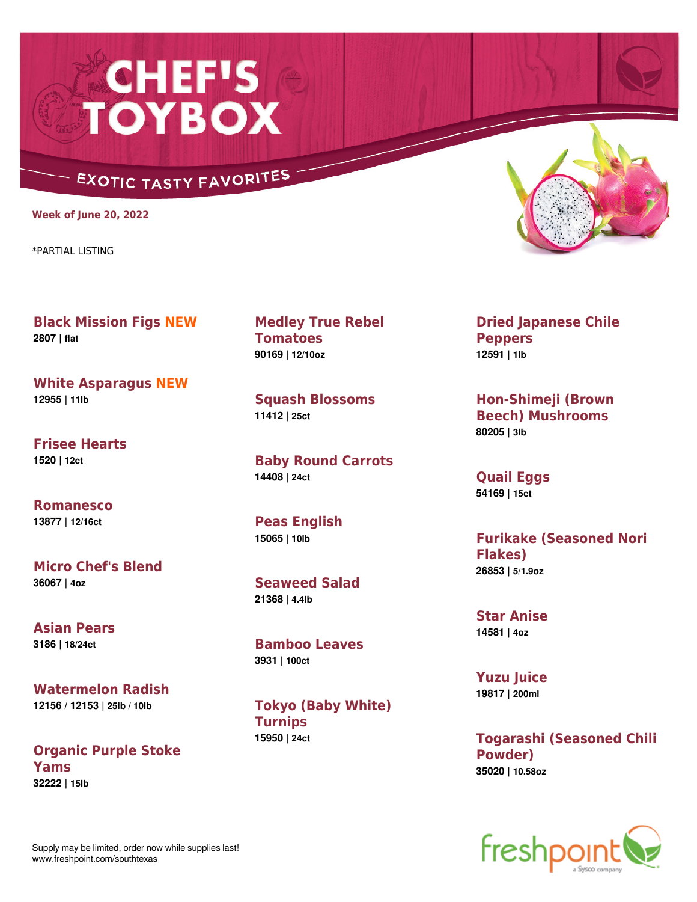# CHEF'S TOYBOX

## EXOTIC TASTY FAVORITES

**Week of June 20, 2022**

*PARTIAL LISTING

### Black Mission Figs NEW
**2807 | flat**

### White Asparagus NEW
**12955 | 11lb**

### Frisee Hearts
**1520 | 12ct**

### Romanesco
**13877 | 12/16ct**

### Micro Chef's Blend
**36067 | 4oz**

### Asian Pears
**3186 | 18/24ct**

### Watermelon Radish
**12156 / 12153 | 25lb / 10lb**

### Organic Purple Stoke Yams
**32222 | 15lb**

### Medley True Rebel Tomatoes
**90169 | 12/10oz**

### Squash Blossoms
**11412 | 25ct**

### Baby Round Carrots
**14408 | 24ct**

### Peas English
**15065 | 10lb**

### Seaweed Salad
**21368 | 4.4lb**

### Bamboo Leaves
**3931 | 100ct**

### Tokyo (Baby White) Turnips
**15950 | 24ct**

### Dried Japanese Chile Peppers
**12591 | 1lb**

### Hon-Shimeji (Brown Beech) Mushrooms
**80205 | 3lb**

### Quail Eggs
**54169 | 15ct**

### Furikake (Seasoned Nori Flakes)
**26853 | 5/1.9oz**

### Star Anise
**14581 | 4oz**

### Yuzu Juice
**19817 | 200ml**

### Togarashi (Seasoned Chili Powder)
**35020 | 10.58oz**

Supply may be limited, order now while supplies last!
www.freshpoint.com/southtexas

freshpoint a Sysco company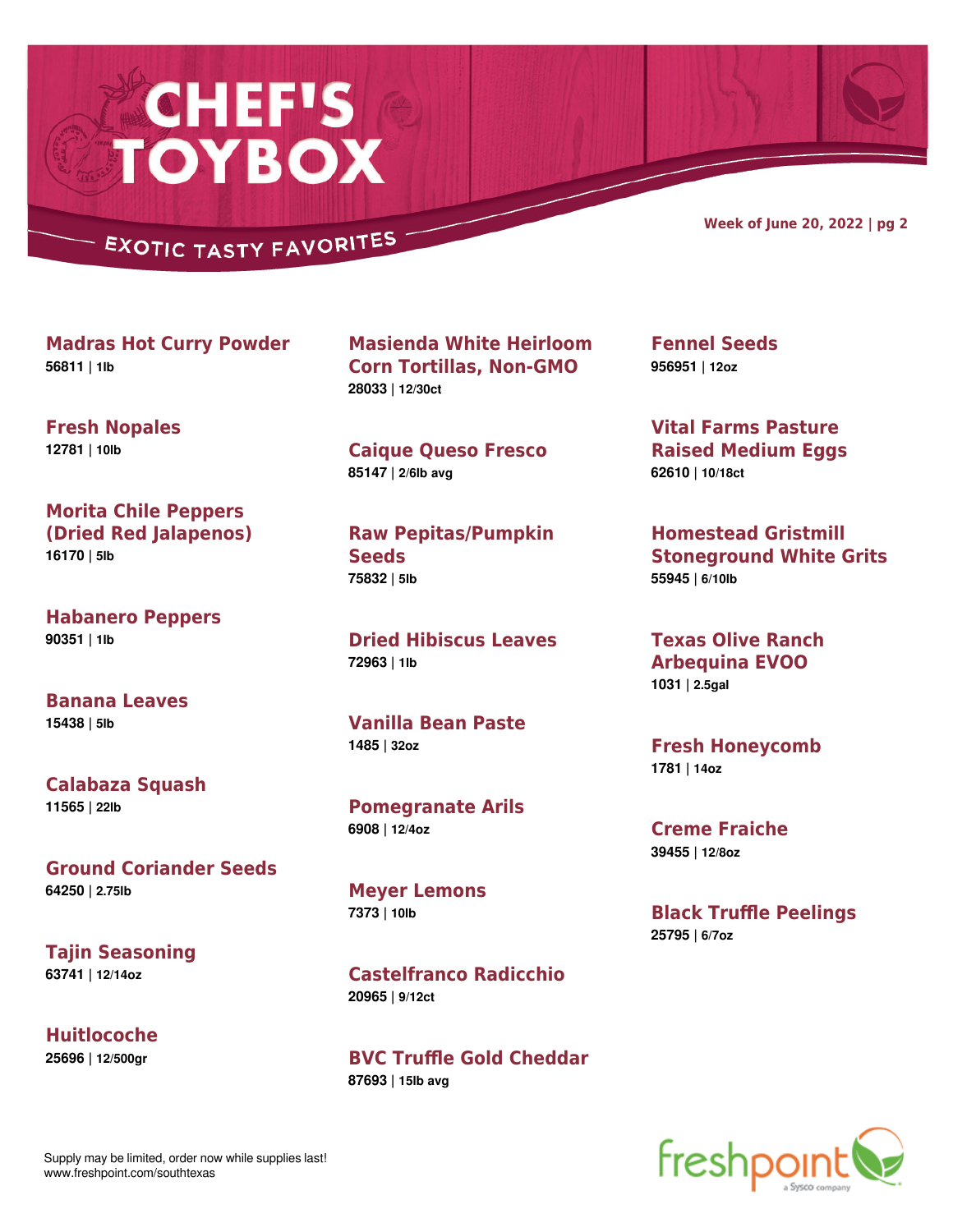# CHEF'S TOYBOX

## EXOTIC TASTY FAVORITES

Week of June 20, 2022 | pg 2

**Madras Hot Curry Powder**
56811 | 1lb

**Fresh Nopales**
12781 | 10lb

**Morita Chile Peppers (Dried Red Jalapenos)**
16170 | 5lb

**Habanero Peppers**
90351 | 1lb

**Banana Leaves**
15438 | 5lb

**Calabaza Squash**
11565 | 22lb

**Ground Coriander Seeds**
64250 | 2.75lb

**Tajin Seasoning**
63741 | 12/14oz

**Huitlocoche**
25696 | 12/500gr

**Masienda White Heirloom Corn Tortillas, Non-GMO**
28033 | 12/30ct

**Caique Queso Fresco**
85147 | 2/6lb avg

**Raw Pepitas/Pumpkin Seeds**
75832 | 5lb

**Dried Hibiscus Leaves**
72963 | 1lb

**Vanilla Bean Paste**
1485 | 32oz

**Pomegranate Arils**
6908 | 12/4oz

**Meyer Lemons**
7373 | 10lb

**Castelfranco Radicchio**
20965 | 9/12ct

**BVC Truffle Gold Cheddar**
87693 | 15lb avg

**Fennel Seeds**
956951 | 12oz

**Vital Farms Pasture Raised Medium Eggs**
62610 | 10/18ct

**Homestead Gristmill Stoneground White Grits**
55945 | 6/10lb

**Texas Olive Ranch Arbequina EVOO**
1031 | 2.5gal

**Fresh Honeycomb**
1781 | 14oz

**Creme Fraiche**
39455 | 12/8oz

**Black Truffle Peelings**
25795 | 6/7oz

Supply may be limited, order now while supplies last!
www.freshpoint.com/southtexas

freshpoint a Sysco company